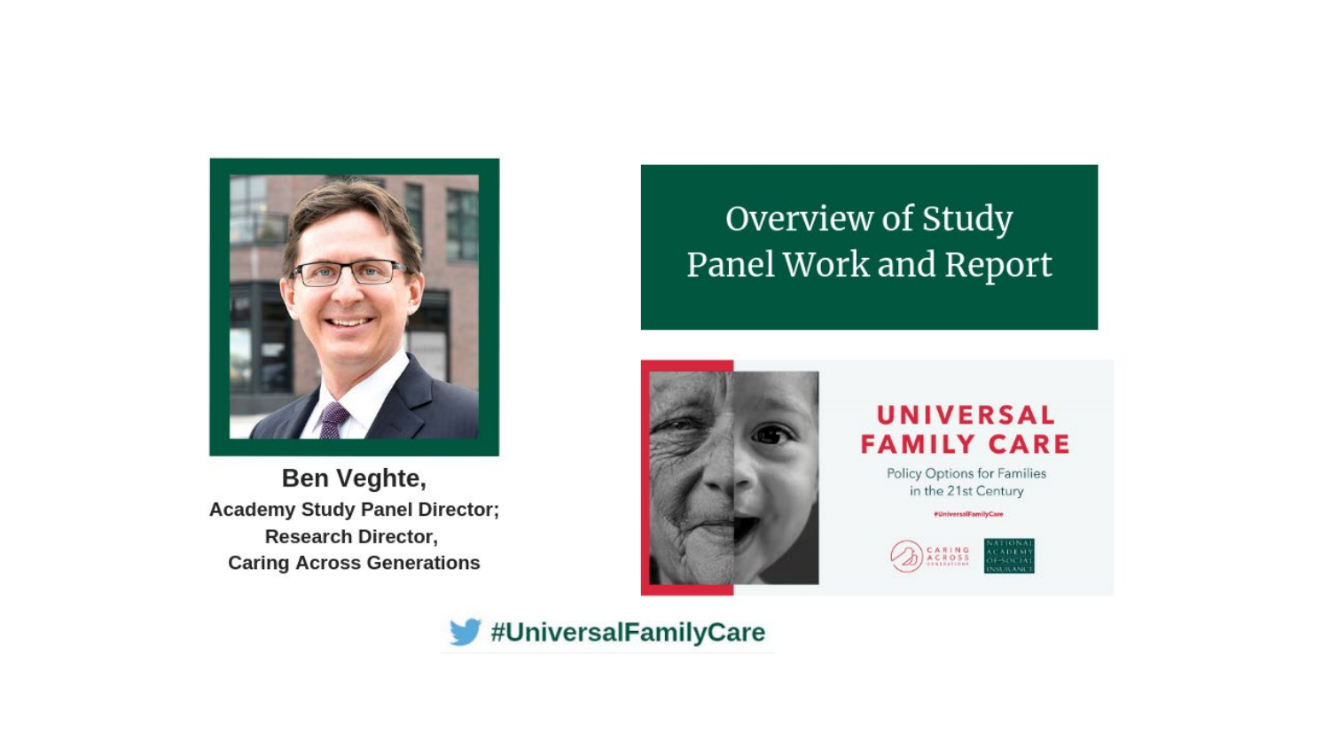# Overview of Study Panel Work and Report

**Ben Veghte,**
**Academy Study Panel Director;**
**Research Director,**
**Caring Across Generations**

UNIVERSAL FAMILY CARE

Policy Options for Families in the 21st Century

#UniversalFamilyCare

CARING ACROSS GENERATIONS

NATIONAL ACADEMY OF SOCIAL INSURANCE

**#UniversalFamilyCare**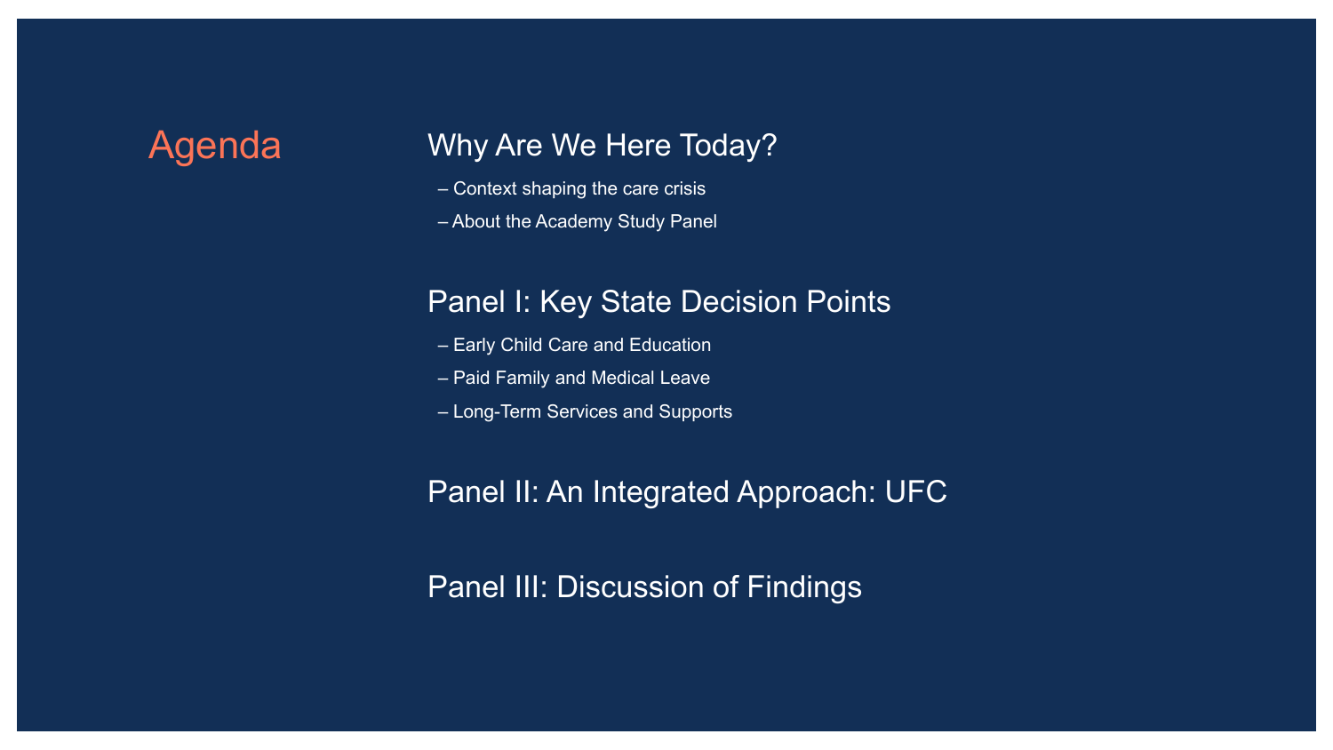# Agenda

## Why Are We Here Today?

– Context shaping the care crisis

– About the Academy Study Panel

## Panel I: Key State Decision Points

– Early Child Care and Education

– Paid Family and Medical Leave

– Long-Term Services and Supports

## Panel II: An Integrated Approach: UFC

## Panel III: Discussion of Findings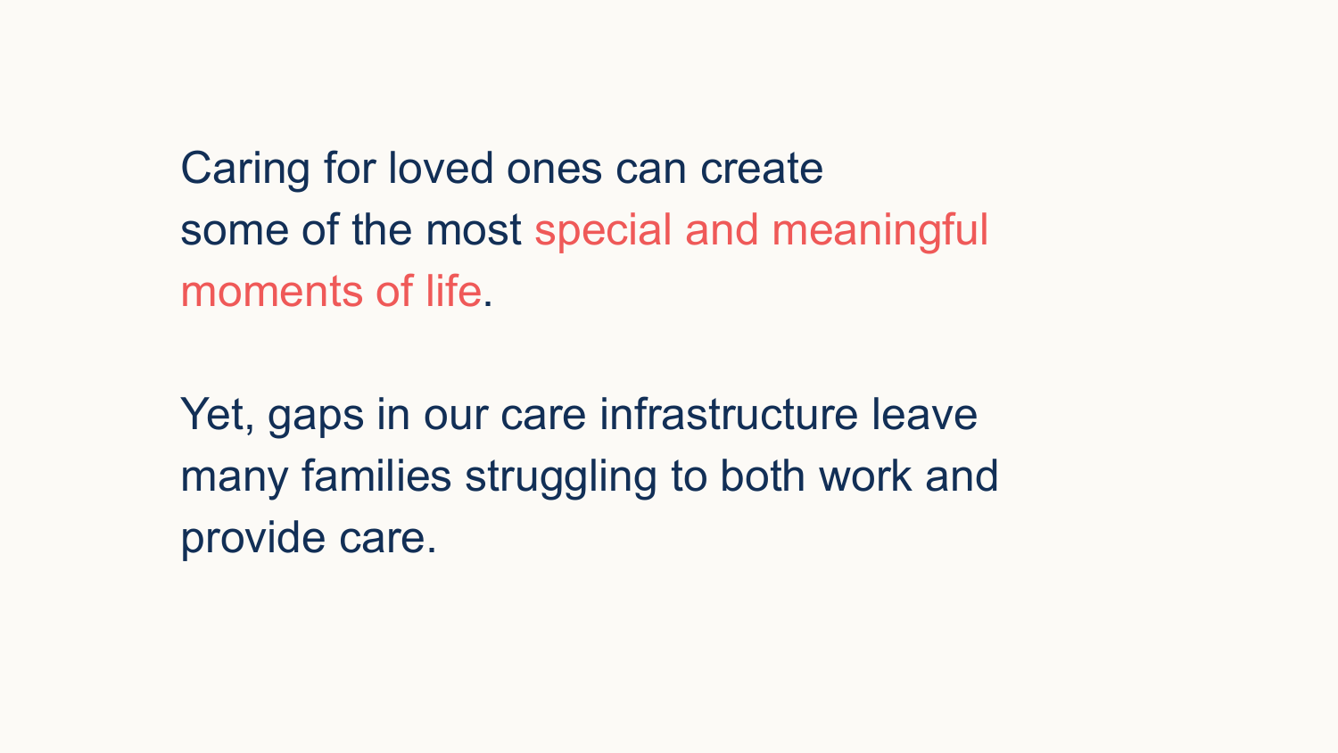Caring for loved ones can create some of the most special and meaningful moments of life.

Yet, gaps in our care infrastructure leave many families struggling to both work and provide care.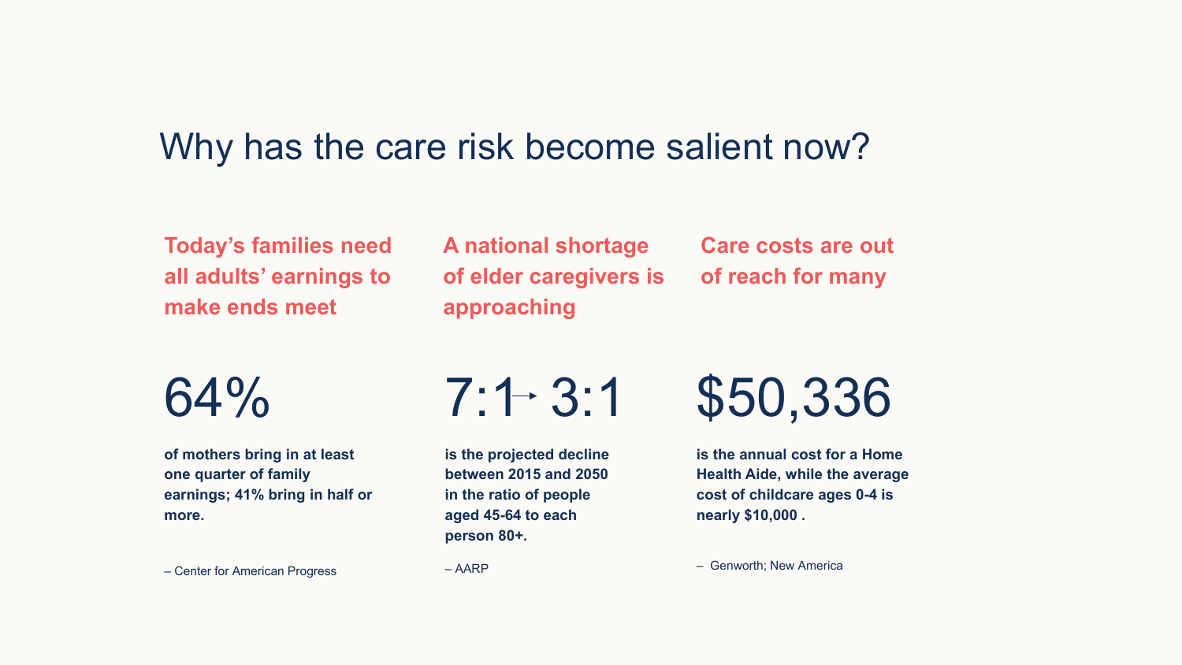# Why has the care risk become salient now?

## Today's families need all adults' earnings to make ends meet

64%

**of mothers bring in at least one quarter of family earnings; 41% bring in half or more.**

– Center for American Progress

## A national shortage of elder caregivers is approaching

7:1 → 3:1

**is the projected decline between 2015 and 2050 in the ratio of people aged 45-64 to each person 80+.**

– AARP

## Care costs are out of reach for many

$50,336

**is the annual cost for a Home Health Aide, while the average cost of childcare ages 0-4 is nearly $10,000 .**

– Genworth; New America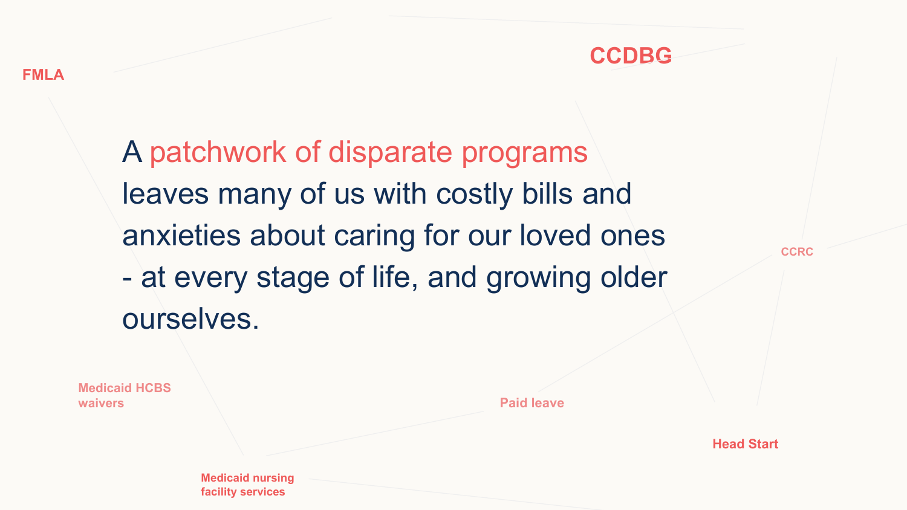A patchwork of disparate programs leaves many of us with costly bills and anxieties about caring for our loved ones - at every stage of life, and growing older ourselves.

FMLA

CCDBG

CCRC

Medicaid HCBS waivers

Paid leave

Head Start

Medicaid nursing facility services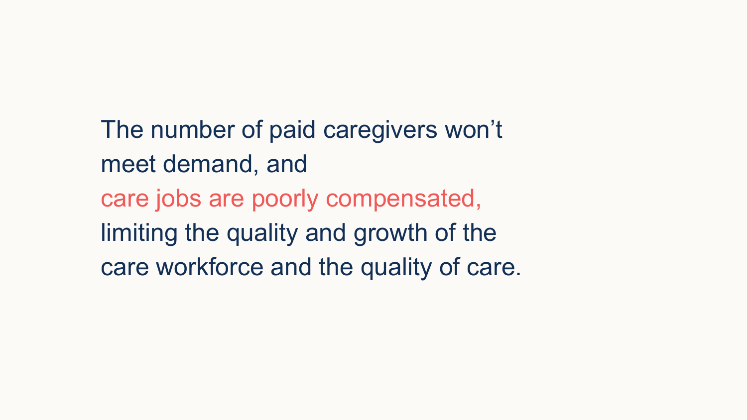The number of paid caregivers won't meet demand, and care jobs are poorly compensated, limiting the quality and growth of the care workforce and the quality of care.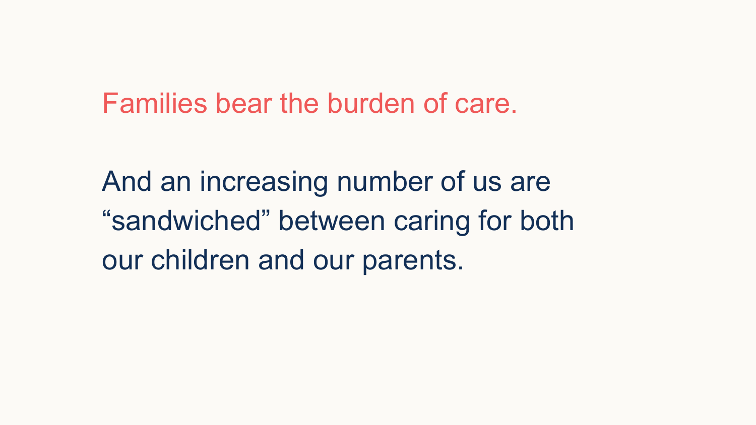## Families bear the burden of care.

And an increasing number of us are “sandwiched” between caring for both our children and our parents.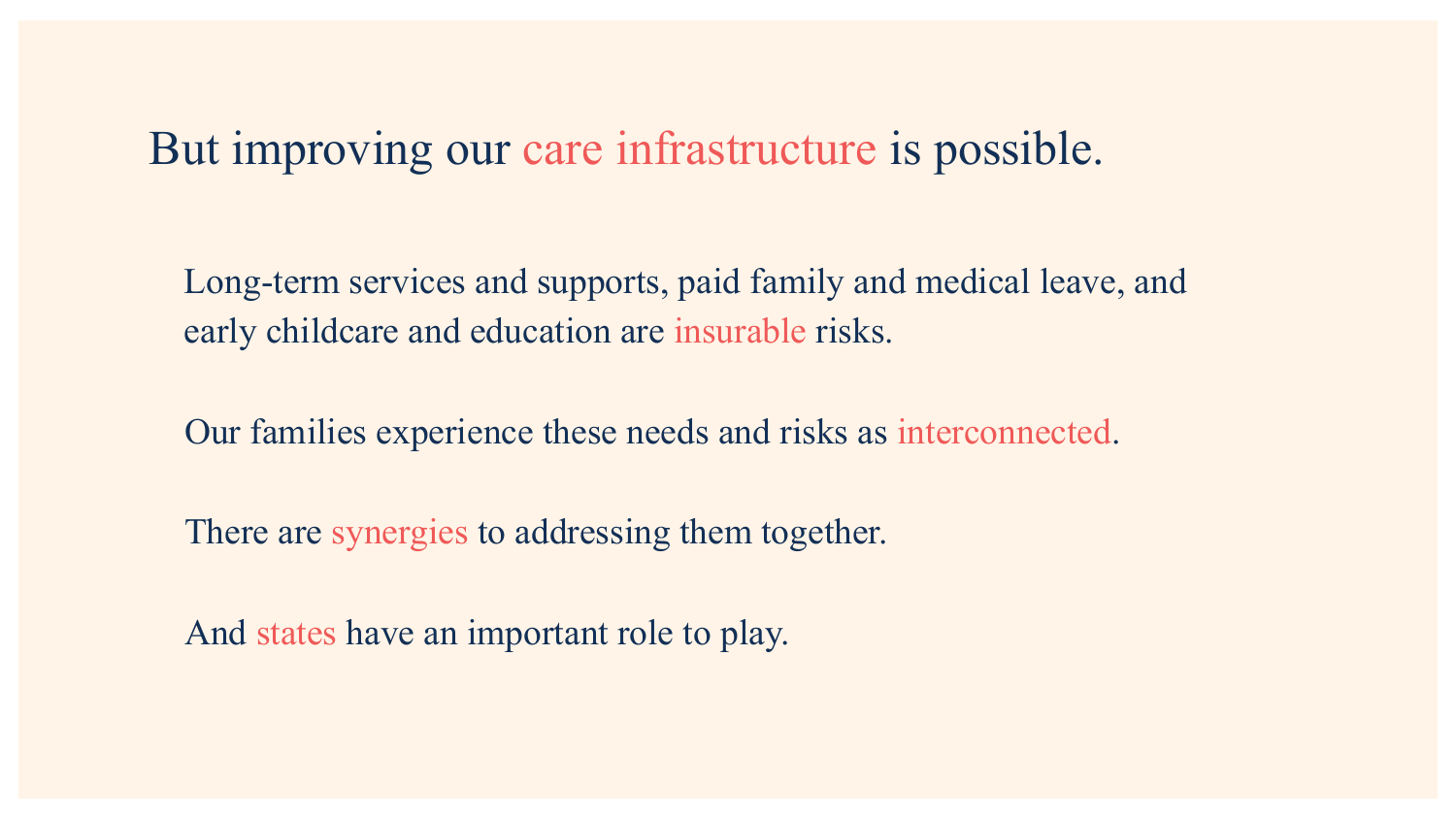# But improving our care infrastructure is possible.

Long-term services and supports, paid family and medical leave, and early childcare and education are insurable risks.

Our families experience these needs and risks as interconnected.

There are synergies to addressing them together.

And states have an important role to play.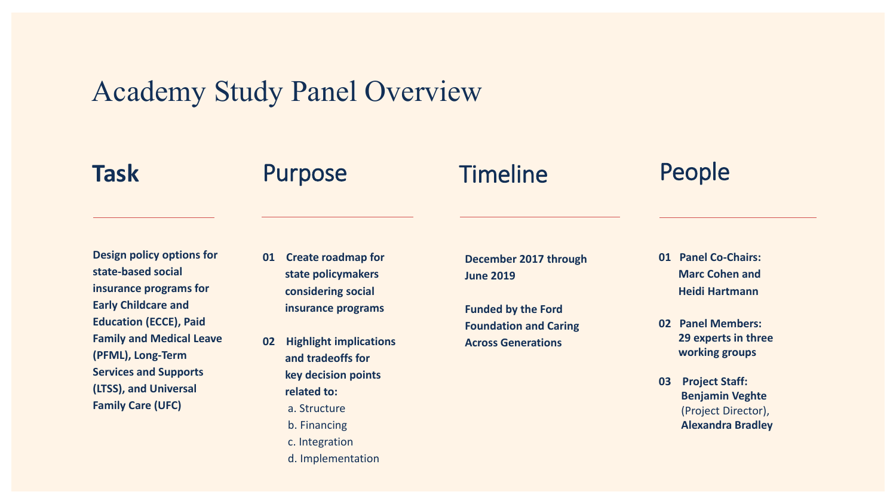# Academy Study Panel Overview

## Task

**Design policy options for state-based social insurance programs for Early Childcare and Education (ECCE), Paid Family and Medical Leave (PFML), Long-Term Services and Supports (LTSS), and Universal Family Care (UFC)**

## Purpose

01 **Create roadmap for state policymakers considering social insurance programs**

02 **Highlight implications and tradeoffs for key decision points related to:**

a. Structure
b. Financing
c. Integration
d. Implementation

## Timeline

**December 2017 through June 2019**

**Funded by the Ford Foundation and Caring Across Generations**

## People

01 **Panel Co-Chairs: Marc Cohen and Heidi Hartmann**

02 **Panel Members: 29 experts in three working groups**

03 **Project Staff: Benjamin Veghte** (Project Director), **Alexandra Bradley**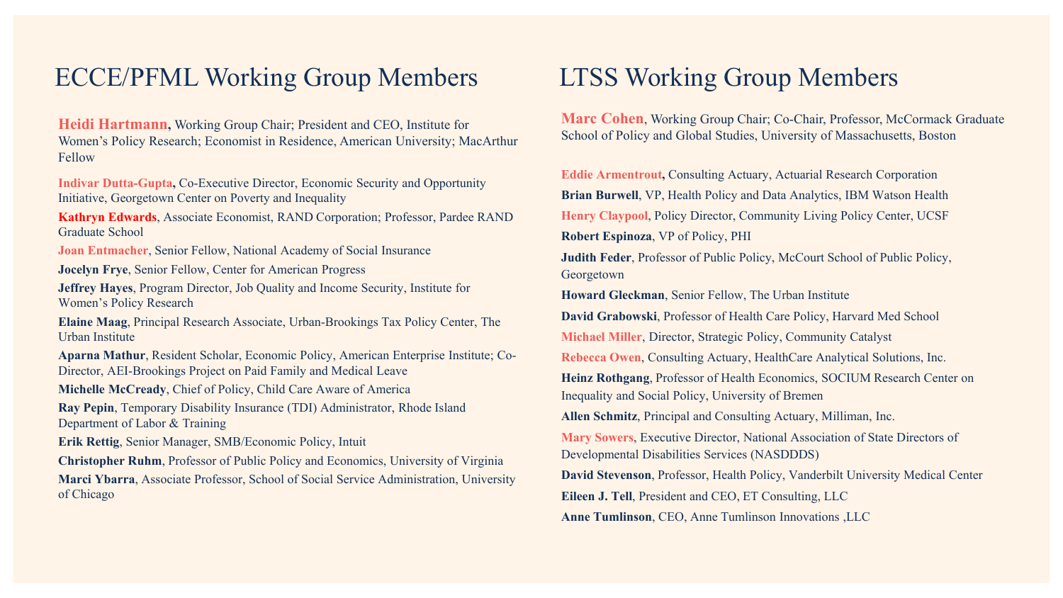# ECCE/PFML Working Group Members

**Heidi Hartmann,** Working Group Chair; President and CEO, Institute for Women's Policy Research; Economist in Residence, American University; MacArthur Fellow

**Indivar Dutta-Gupta,** Co-Executive Director, Economic Security and Opportunity Initiative, Georgetown Center on Poverty and Inequality

**Kathryn Edwards**, Associate Economist, RAND Corporation; Professor, Pardee RAND Graduate School

**Joan Entmacher**, Senior Fellow, National Academy of Social Insurance

**Jocelyn Frye**, Senior Fellow, Center for American Progress

**Jeffrey Hayes**, Program Director, Job Quality and Income Security, Institute for Women's Policy Research

**Elaine Maag**, Principal Research Associate, Urban-Brookings Tax Policy Center, The Urban Institute

**Aparna Mathur**, Resident Scholar, Economic Policy, American Enterprise Institute; Co-Director, AEI-Brookings Project on Paid Family and Medical Leave

**Michelle McCready**, Chief of Policy, Child Care Aware of America

**Ray Pepin**, Temporary Disability Insurance (TDI) Administrator, Rhode Island Department of Labor & Training

**Erik Rettig**, Senior Manager, SMB/Economic Policy, Intuit

**Christopher Ruhm**, Professor of Public Policy and Economics, University of Virginia

**Marci Ybarra**, Associate Professor, School of Social Service Administration, University of Chicago

# LTSS Working Group Members

**Marc Cohen**, Working Group Chair; Co-Chair, Professor, McCormack Graduate School of Policy and Global Studies, University of Massachusetts, Boston

**Eddie Armentrout,** Consulting Actuary, Actuarial Research Corporation

**Brian Burwell**, VP, Health Policy and Data Analytics, IBM Watson Health

**Henry Claypool**, Policy Director, Community Living Policy Center, UCSF

**Robert Espinoza**, VP of Policy, PHI

**Judith Feder**, Professor of Public Policy, McCourt School of Public Policy, Georgetown

**Howard Gleckman**, Senior Fellow, The Urban Institute

**David Grabowski**, Professor of Health Care Policy, Harvard Med School

**Michael Miller**, Director, Strategic Policy, Community Catalyst

**Rebecca Owen**, Consulting Actuary, HealthCare Analytical Solutions, Inc.

**Heinz Rothgang**, Professor of Health Economics, SOCIUM Research Center on Inequality and Social Policy, University of Bremen

**Allen Schmitz**, Principal and Consulting Actuary, Milliman, Inc.

**Mary Sowers**, Executive Director, National Association of State Directors of Developmental Disabilities Services (NASDDDS)

**David Stevenson**, Professor, Health Policy, Vanderbilt University Medical Center

**Eileen J. Tell**, President and CEO, ET Consulting, LLC

**Anne Tumlinson**, CEO, Anne Tumlinson Innovations ,LLC